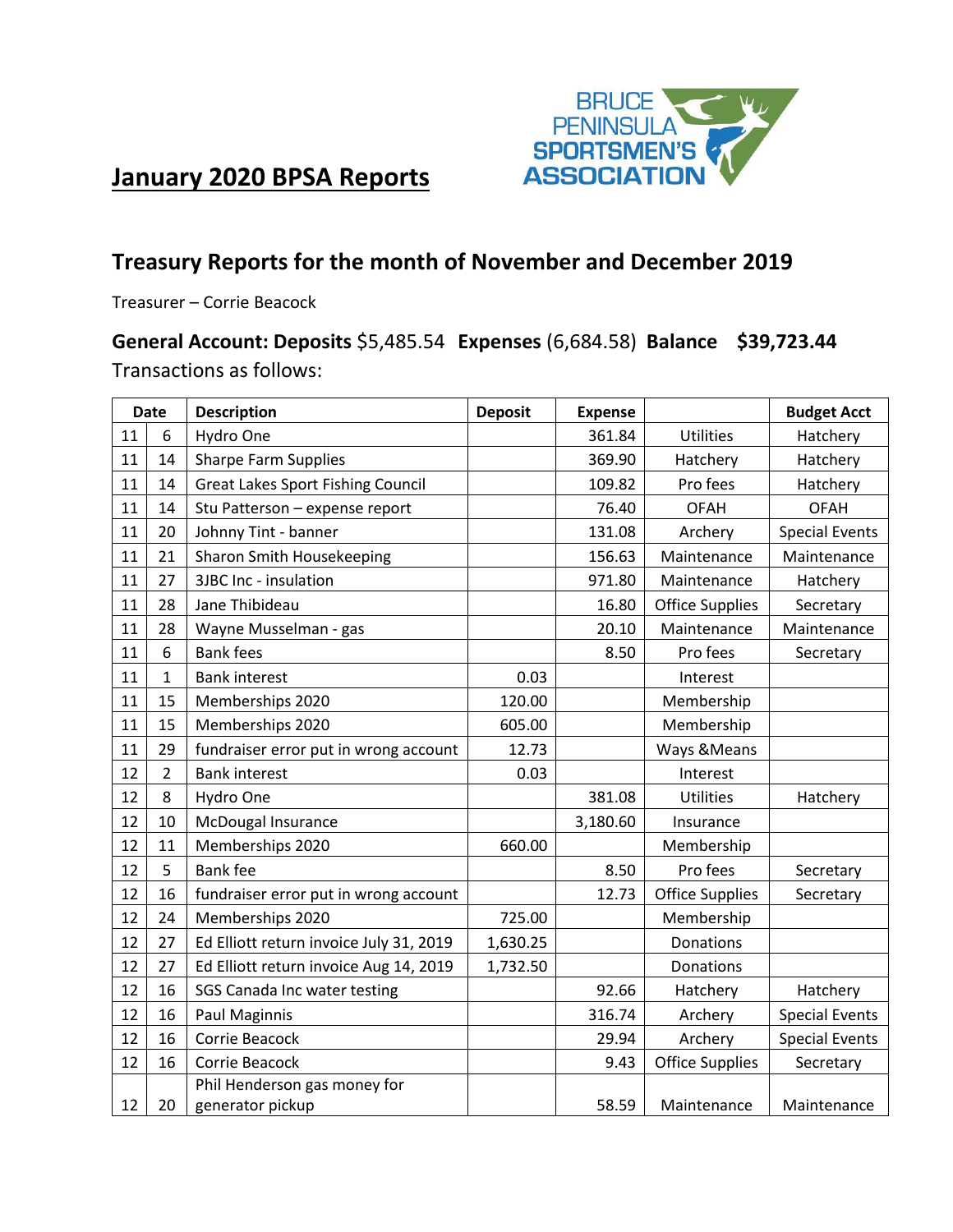# January 2020 BPSA Reports

## Treasury Reports for the month of November and December 2019

Treasurer – Corrie Beacock

**General Account: Deposits** $5,485.54 **Expenses** (6,684.58) **Balance $39,723.44**

Transactions as follows:

| Date | | Description | Deposit | Expense | | Budget Acct |
|---|---|---|---|---|---|---|
| 11 | 6 | Hydro One | | 361.84 | Utilities | Hatchery |
| 11 | 14 | Sharpe Farm Supplies | | 369.90 | Hatchery | Hatchery |
| 11 | 14 | Great Lakes Sport Fishing Council | | 109.82 | Pro fees | Hatchery |
| 11 | 14 | Stu Patterson – expense report | | 76.40 | OFAH | OFAH |
| 11 | 20 | Johnny Tint - banner | | 131.08 | Archery | Special Events |
| 11 | 21 | Sharon Smith Housekeeping | | 156.63 | Maintenance | Maintenance |
| 11 | 27 | 3JBC Inc - insulation | | 971.80 | Maintenance | Hatchery |
| 11 | 28 | Jane Thibideau | | 16.80 | Office Supplies | Secretary |
| 11 | 28 | Wayne Musselman - gas | | 20.10 | Maintenance | Maintenance |
| 11 | 6 | Bank fees | | 8.50 | Pro fees | Secretary |
| 11 | 1 | Bank interest | 0.03 | | Interest | |
| 11 | 15 | Memberships 2020 | 120.00 | | Membership | |
| 11 | 15 | Memberships 2020 | 605.00 | | Membership | |
| 11 | 29 | fundraiser error put in wrong account | 12.73 | | Ways &Means | |
| 12 | 2 | Bank interest | 0.03 | | Interest | |
| 12 | 8 | Hydro One | | 381.08 | Utilities | Hatchery |
| 12 | 10 | McDougal Insurance | | 3,180.60 | Insurance | |
| 12 | 11 | Memberships 2020 | 660.00 | | Membership | |
| 12 | 5 | Bank fee | | 8.50 | Pro fees | Secretary |
| 12 | 16 | fundraiser error put in wrong account | | 12.73 | Office Supplies | Secretary |
| 12 | 24 | Memberships 2020 | 725.00 | | Membership | |
| 12 | 27 | Ed Elliott return invoice July 31, 2019 | 1,630.25 | | Donations | |
| 12 | 27 | Ed Elliott return invoice Aug 14, 2019 | 1,732.50 | | Donations | |
| 12 | 16 | SGS Canada Inc water testing | | 92.66 | Hatchery | Hatchery |
| 12 | 16 | Paul Maginnis | | 316.74 | Archery | Special Events |
| 12 | 16 | Corrie Beacock | | 29.94 | Archery | Special Events |
| 12 | 16 | Corrie Beacock | | 9.43 | Office Supplies | Secretary |
| 12 | 20 | Phil Henderson gas money for generator pickup | | 58.59 | Maintenance | Maintenance |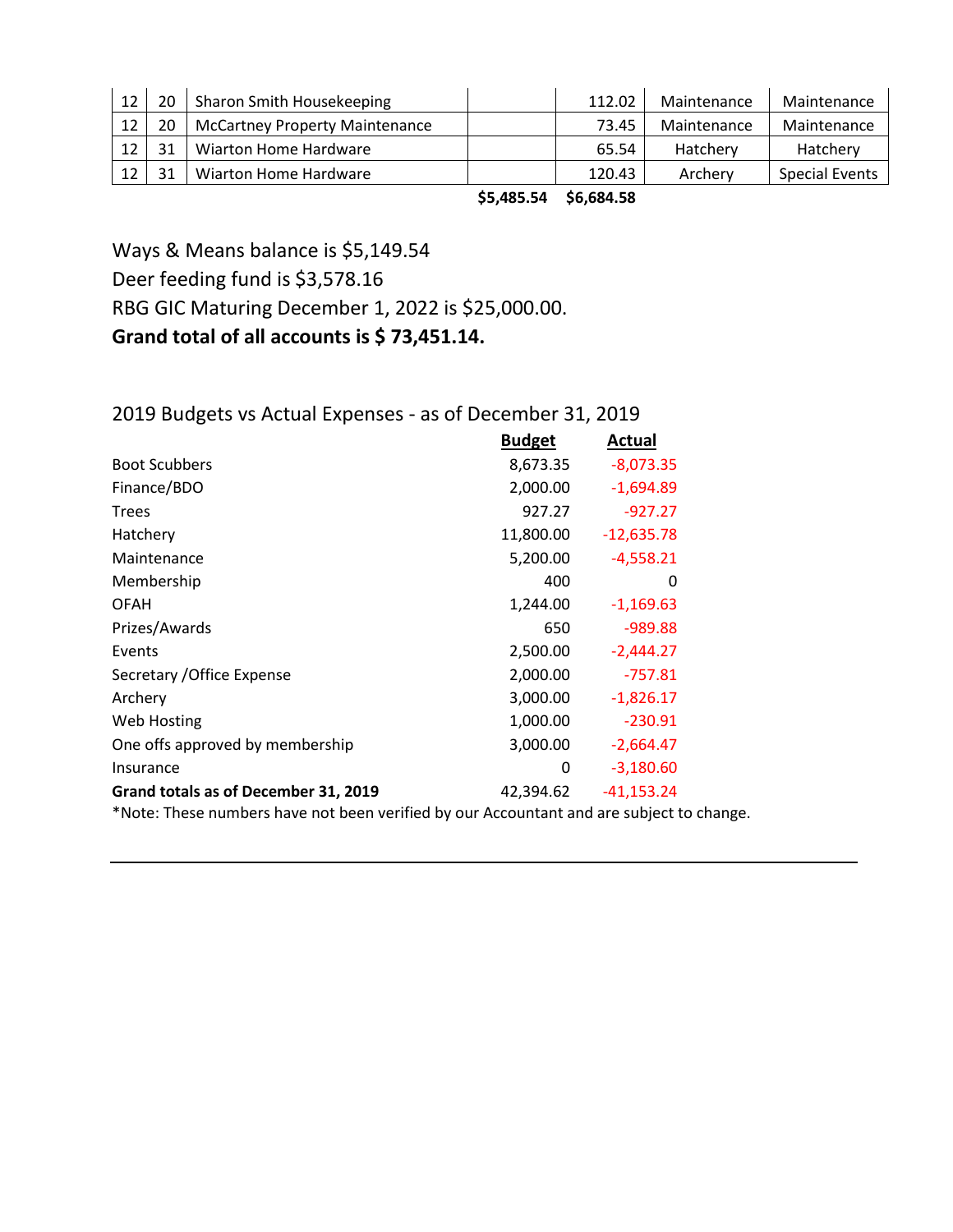| 12 | 20 | Sharon Smith Housekeeping | | 112.02 | Maintenance | Maintenance |
|---|---|---|---|---|---|---|
| 12 | 20 | McCartney Property Maintenance | | 73.45 | Maintenance | Maintenance |
| 12 | 31 | Wiarton Home Hardware | | 65.54 | Hatchery | Hatchery |
| 12 | 31 | Wiarton Home Hardware | | 120.43 | Archery | Special Events |
| | | | **$5,485.54** | **$6,684.58** | | |

Ways & Means balance is $5,149.54

Deer feeding fund is $3,578.16

RBG GIC Maturing December 1, 2022 is $25,000.00.

**Grand total of all accounts is $ 73,451.14.**

2019 Budgets vs Actual Expenses - as of December 31, 2019

| | **Budget** | **Actual** |
|---|---|---|
| Boot Scubbers | 8,673.35 | -8,073.35 |
| Finance/BDO | 2,000.00 | -1,694.89 |
| Trees | 927.27 | -927.27 |
| Hatchery | 11,800.00 | -12,635.78 |
| Maintenance | 5,200.00 | -4,558.21 |
| Membership | 400 | 0 |
| OFAH | 1,244.00 | -1,169.63 |
| Prizes/Awards | 650 | -989.88 |
| Events | 2,500.00 | -2,444.27 |
| Secretary /Office Expense | 2,000.00 | -757.81 |
| Archery | 3,000.00 | -1,826.17 |
| Web Hosting | 1,000.00 | -230.91 |
| One offs approved by membership | 3,000.00 | -2,664.47 |
| Insurance | 0 | -3,180.60 |
| **Grand totals as of December 31, 2019** | 42,394.62 | -41,153.24 |

*Note: These numbers have not been verified by our Accountant and are subject to change.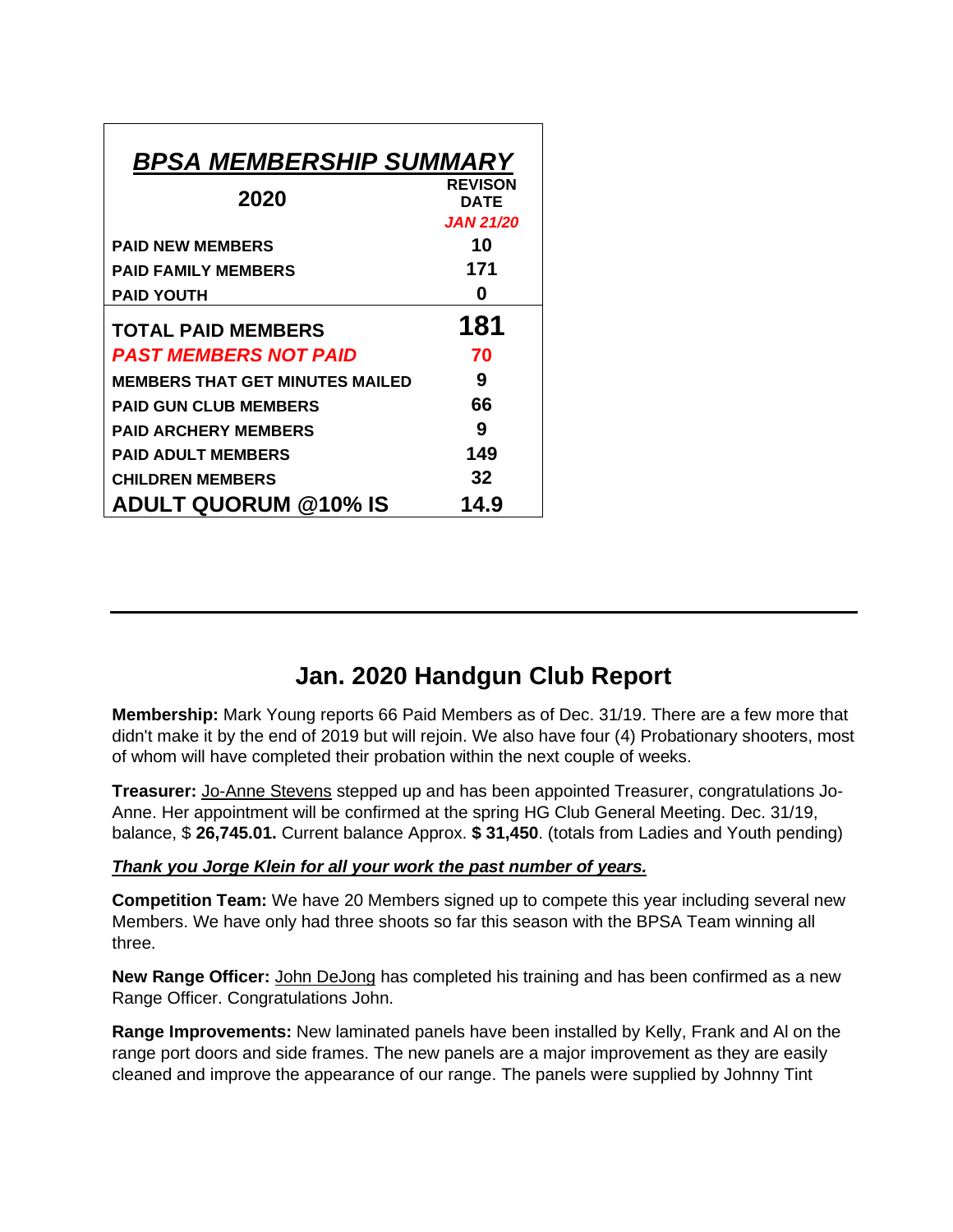| ***BPSA MEMBERSHIP SUMMARY*** | |
|---|---|
| **2020** | **REVISON DATE** |
| | ***JAN 21/20*** |
| **PAID NEW MEMBERS** | **10** |
| **PAID FAMILY MEMBERS** | **171** |
| **PAID YOUTH** | **0** |
| **TOTAL PAID MEMBERS** | **181** |
| ***PAST MEMBERS NOT PAID*** | **70** |
| **MEMBERS THAT GET MINUTES MAILED** | **9** |
| **PAID GUN CLUB MEMBERS** | **66** |
| **PAID ARCHERY MEMBERS** | **9** |
| **PAID ADULT MEMBERS** | **149** |
| **CHILDREN MEMBERS** | **32** |
| **ADULT QUORUM @10% IS** | **14.9** |

---

## Jan. 2020 Handgun Club Report

**Membership:** Mark Young reports 66 Paid Members as of Dec. 31/19. There are a few more that didn't make it by the end of 2019 but will rejoin. We also have four (4) Probationary shooters, most of whom will have completed their probation within the next couple of weeks.

**Treasurer:** Jo-Anne Stevens stepped up and has been appointed Treasurer, congratulations Jo-Anne. Her appointment will be confirmed at the spring HG Club General Meeting. Dec. 31/19, balance, $ **26,745.01.** Current balance Approx. **$ 31,450**. (totals from Ladies and Youth pending)

***Thank you Jorge Klein for all your work the past number of years.***

**Competition Team:** We have 20 Members signed up to compete this year including several new Members. We have only had three shoots so far this season with the BPSA Team winning all three.

**New Range Officer:** John DeJong has completed his training and has been confirmed as a new Range Officer. Congratulations John.

**Range Improvements:** New laminated panels have been installed by Kelly, Frank and Al on the range port doors and side frames. The new panels are a major improvement as they are easily cleaned and improve the appearance of our range. The panels were supplied by Johnny Tint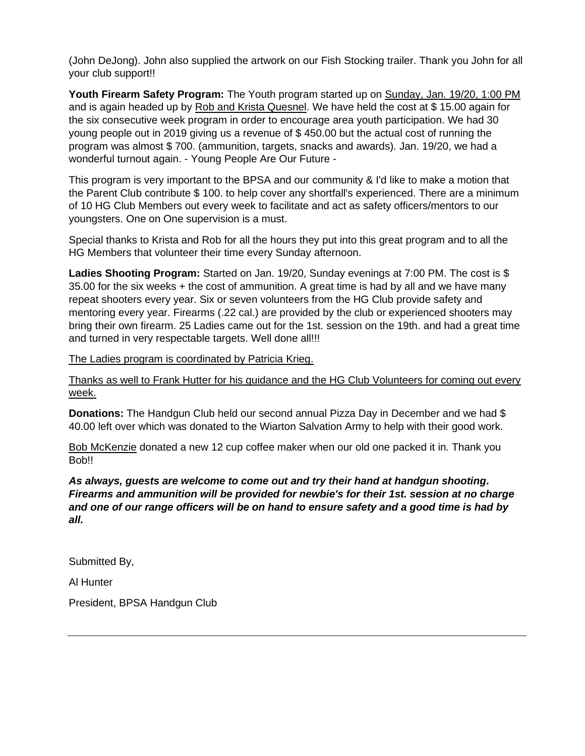(John DeJong). John also supplied the artwork on our Fish Stocking trailer. Thank you John for all your club support!!

**Youth Firearm Safety Program:** The Youth program started up on Sunday, Jan. 19/20, 1:00 PM and is again headed up by Rob and Krista Quesnel. We have held the cost at $ 15.00 again for the six consecutive week program in order to encourage area youth participation. We had 30 young people out in 2019 giving us a revenue of $ 450.00 but the actual cost of running the program was almost $ 700. (ammunition, targets, snacks and awards). Jan. 19/20, we had a wonderful turnout again. - Young People Are Our Future -

This program is very important to the BPSA and our community & I'd like to make a motion that the Parent Club contribute $ 100. to help cover any shortfall's experienced. There are a minimum of 10 HG Club Members out every week to facilitate and act as safety officers/mentors to our youngsters. One on One supervision is a must.

Special thanks to Krista and Rob for all the hours they put into this great program and to all the HG Members that volunteer their time every Sunday afternoon.

**Ladies Shooting Program:** Started on Jan. 19/20, Sunday evenings at 7:00 PM. The cost is $ 35.00 for the six weeks + the cost of ammunition. A great time is had by all and we have many repeat shooters every year. Six or seven volunteers from the HG Club provide safety and mentoring every year. Firearms (.22 cal.) are provided by the club or experienced shooters may bring their own firearm. 25 Ladies came out for the 1st. session on the 19th. and had a great time and turned in very respectable targets. Well done all!!!

The Ladies program is coordinated by Patricia Krieg.

Thanks as well to Frank Hutter for his guidance and the HG Club Volunteers for coming out every week.

**Donations:** The Handgun Club held our second annual Pizza Day in December and we had $ 40.00 left over which was donated to the Wiarton Salvation Army to help with their good work.

Bob McKenzie donated a new 12 cup coffee maker when our old one packed it in. Thank you Bob!!

***As always, guests are welcome to come out and try their hand at handgun shooting. Firearms and ammunition will be provided for newbie's for their 1st. session at no charge and one of our range officers will be on hand to ensure safety and a good time is had by all.***

Submitted By,

Al Hunter

President, BPSA Handgun Club

---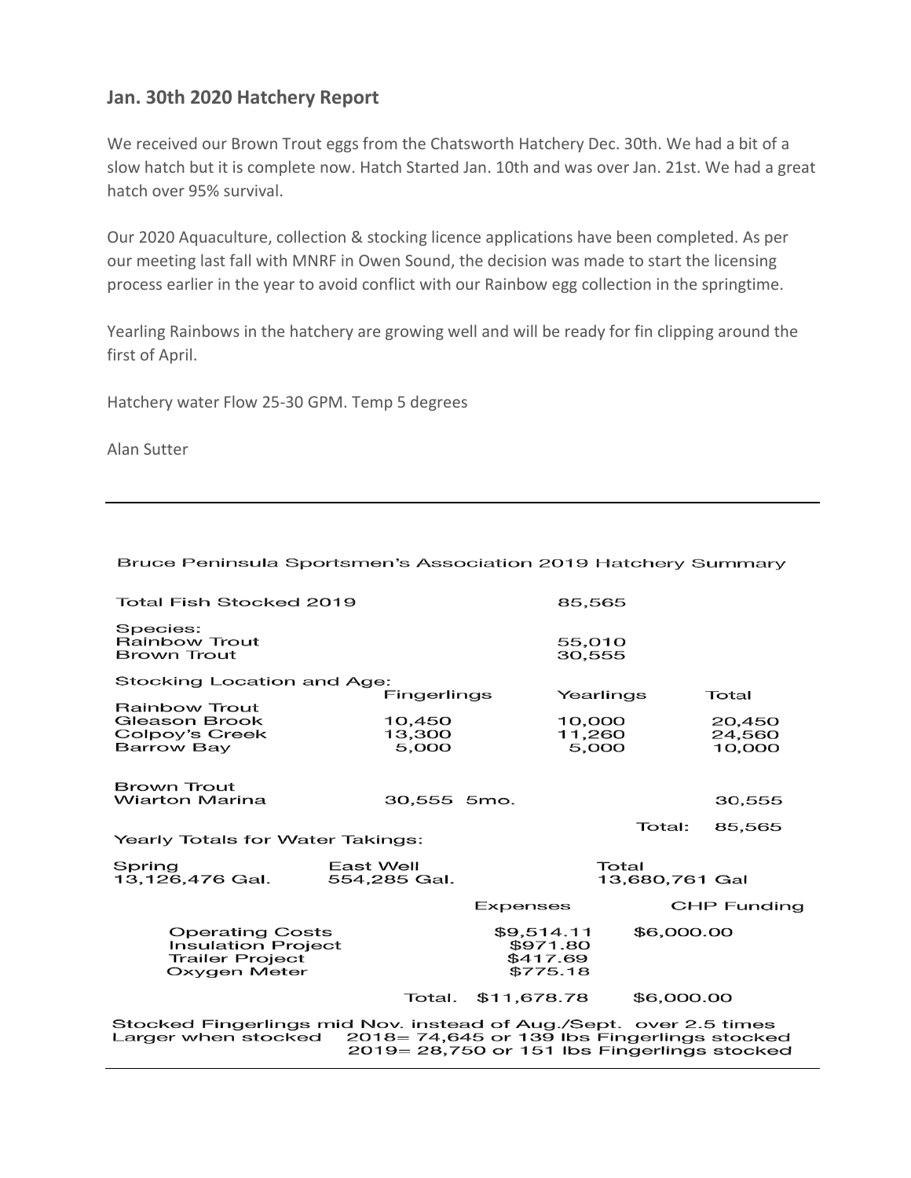## Jan. 30th 2020 Hatchery Report

We received our Brown Trout eggs from the Chatsworth Hatchery Dec. 30th. We had a bit of a slow hatch but it is complete now. Hatch Started Jan. 10th and was over Jan. 21st. We had a great hatch over 95% survival.

Our 2020 Aquaculture, collection & stocking licence applications have been completed. As per our meeting last fall with MNRF in Owen Sound, the decision was made to start the licensing process earlier in the year to avoid conflict with our Rainbow egg collection in the springtime.

Yearling Rainbows in the hatchery are growing well and will be ready for fin clipping around the first of April.

Hatchery water Flow 25-30 GPM. Temp 5 degrees

Alan Sutter

---

### Bruce Peninsula Sportsmen's Association 2019 Hatchery Summary

Total Fish Stocked 2019: 85,565

Species:

| | |
|---|---|
| Rainbow Trout | 55,010 |
| Brown Trout | 30,555 |

Stocking Location and Age:

| | Fingerlings | Yearlings | Total |
|---|---|---|---|
| **Rainbow Trout** | | | |
| Gleason Brook | 10,450 | 10,000 | 20,450 |
| Colpoy's Creek | 13,300 | 11,260 | 24,560 |
| Barrow Bay | 5,000 | 5,000 | 10,000 |
| **Brown Trout** | | | |
| Wiarton Marina | 30,555 5mo. | | 30,555 |
| | | Total: | 85,565 |

Yearly Totals for Water Takings:

| Spring | East Well | Total |
|---|---|---|
| 13,126,476 Gal. | 554,285 Gal. | 13,680,761 Gal |

| | Expenses | CHP Funding |
|---|---|---|
| Operating Costs | $9,514.11 | $6,000.00 |
| Insulation Project | $971.80 | |
| Trailer Project | $417.69 | |
| Oxygen Meter | $775.18 | |
| Total. | $11,678.78 | $6,000.00 |

Stocked Fingerlings mid Nov. instead of Aug./Sept. over 2.5 times Larger when stocked 2018= 74,645 or 139 lbs Fingerlings stocked
2019= 28,750 or 151 lbs Fingerlings stocked

---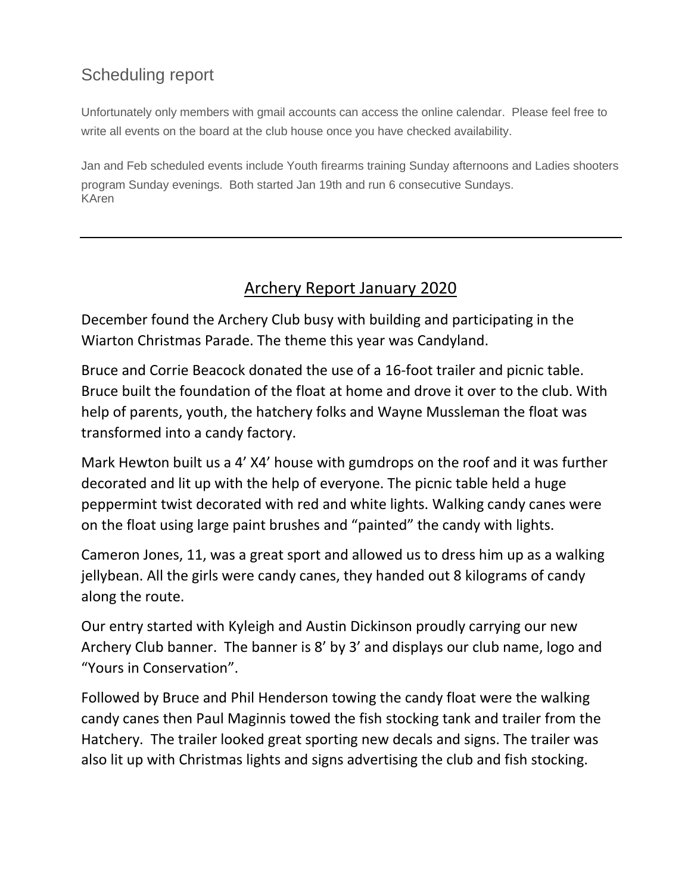## Scheduling report

Unfortunately only members with gmail accounts can access the online calendar. Please feel free to write all events on the board at the club house once you have checked availability.

Jan and Feb scheduled events include Youth firearms training Sunday afternoons and Ladies shooters program Sunday evenings. Both started Jan 19th and run 6 consecutive Sundays.
KAren

---

## Archery Report January 2020

December found the Archery Club busy with building and participating in the Wiarton Christmas Parade. The theme this year was Candyland.

Bruce and Corrie Beacock donated the use of a 16-foot trailer and picnic table. Bruce built the foundation of the float at home and drove it over to the club. With help of parents, youth, the hatchery folks and Wayne Mussleman the float was transformed into a candy factory.

Mark Hewton built us a 4' X4' house with gumdrops on the roof and it was further decorated and lit up with the help of everyone. The picnic table held a huge peppermint twist decorated with red and white lights. Walking candy canes were on the float using large paint brushes and "painted" the candy with lights.

Cameron Jones, 11, was a great sport and allowed us to dress him up as a walking jellybean. All the girls were candy canes, they handed out 8 kilograms of candy along the route.

Our entry started with Kyleigh and Austin Dickinson proudly carrying our new Archery Club banner. The banner is 8' by 3' and displays our club name, logo and "Yours in Conservation".

Followed by Bruce and Phil Henderson towing the candy float were the walking candy canes then Paul Maginnis towed the fish stocking tank and trailer from the Hatchery. The trailer looked great sporting new decals and signs. The trailer was also lit up with Christmas lights and signs advertising the club and fish stocking.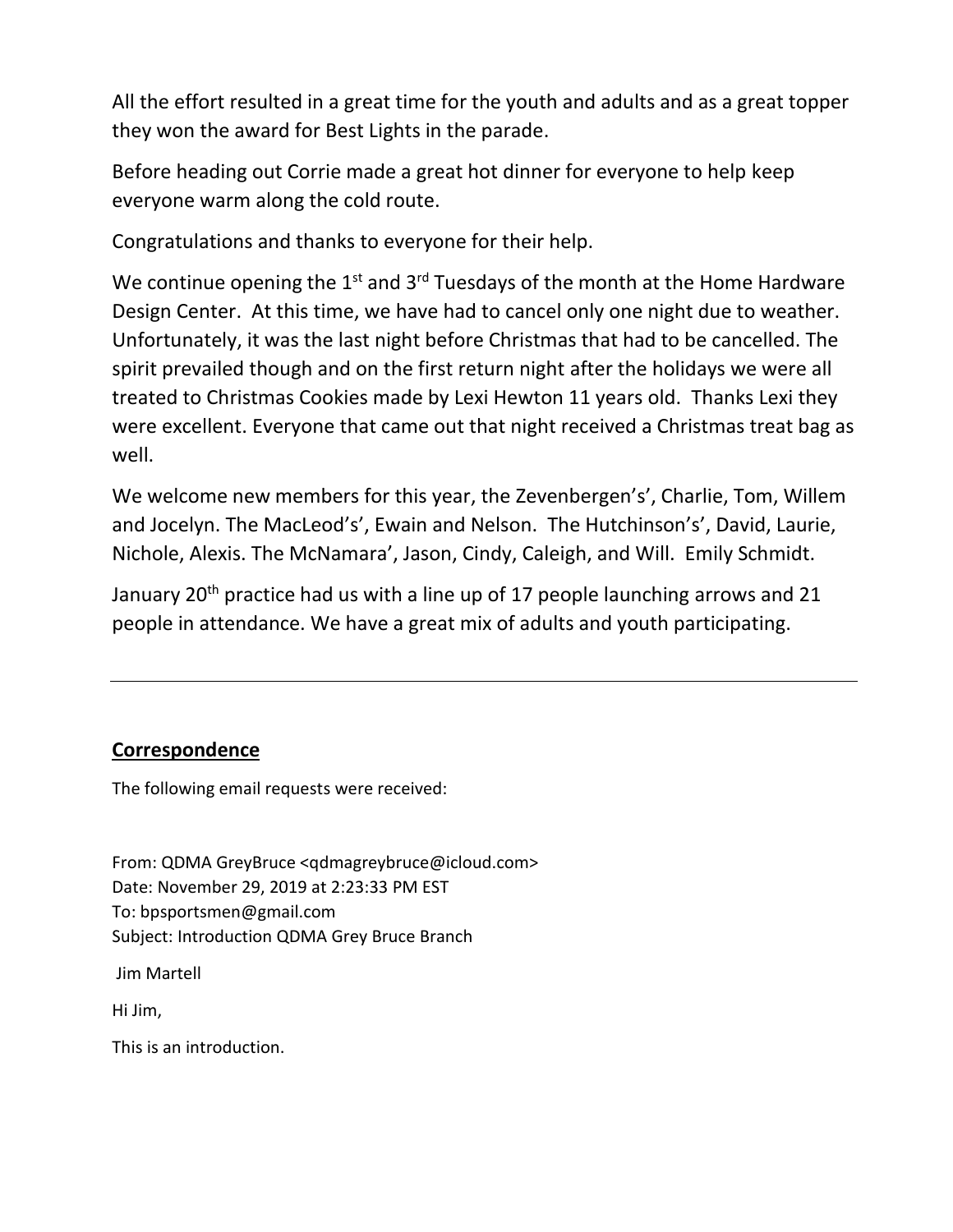All the effort resulted in a great time for the youth and adults and as a great topper they won the award for Best Lights in the parade.

Before heading out Corrie made a great hot dinner for everyone to help keep everyone warm along the cold route.

Congratulations and thanks to everyone for their help.

We continue opening the 1st and 3rd Tuesdays of the month at the Home Hardware Design Center. At this time, we have had to cancel only one night due to weather. Unfortunately, it was the last night before Christmas that had to be cancelled. The spirit prevailed though and on the first return night after the holidays we were all treated to Christmas Cookies made by Lexi Hewton 11 years old. Thanks Lexi they were excellent. Everyone that came out that night received a Christmas treat bag as well.

We welcome new members for this year, the Zevenbergen's', Charlie, Tom, Willem and Jocelyn. The MacLeod's', Ewain and Nelson. The Hutchinson's', David, Laurie, Nichole, Alexis. The McNamara', Jason, Cindy, Caleigh, and Will. Emily Schmidt.

January 20th practice had us with a line up of 17 people launching arrows and 21 people in attendance. We have a great mix of adults and youth participating.

---

## Correspondence

The following email requests were received:

From: QDMA GreyBruce <qdmagreybruce@icloud.com>
Date: November 29, 2019 at 2:23:33 PM EST
To: bpsportsmen@gmail.com
Subject: Introduction QDMA Grey Bruce Branch

Jim Martell

Hi Jim,

This is an introduction.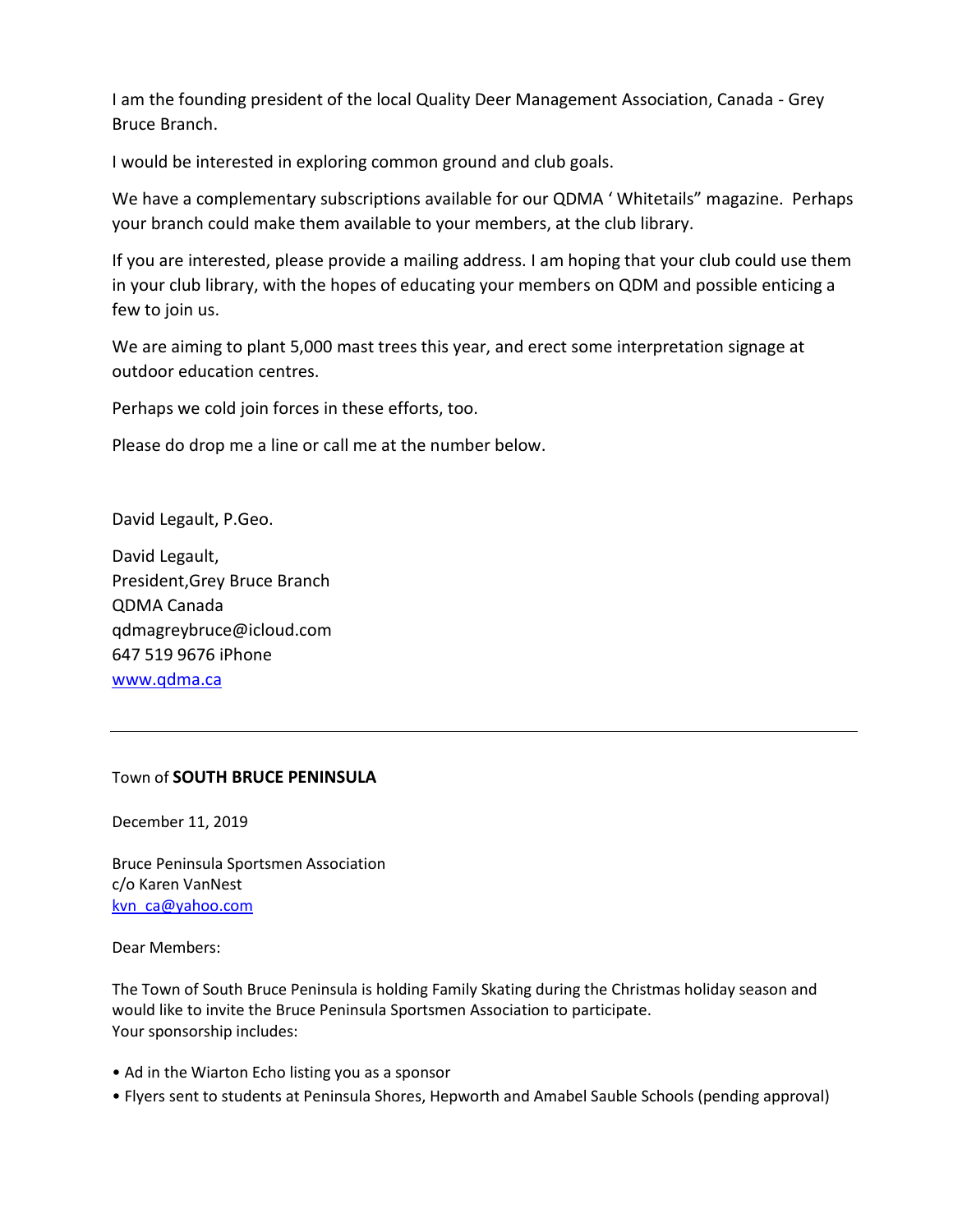I am the founding president of the local Quality Deer Management Association, Canada - Grey Bruce Branch.

I would be interested in exploring common ground and club goals.

We have a complementary subscriptions available for our QDMA ' Whitetails" magazine. Perhaps your branch could make them available to your members, at the club library.

If you are interested, please provide a mailing address. I am hoping that your club could use them in your club library, with the hopes of educating your members on QDM and possible enticing a few to join us.

We are aiming to plant 5,000 mast trees this year, and erect some interpretation signage at outdoor education centres.

Perhaps we cold join forces in these efforts, too.

Please do drop me a line or call me at the number below.

David Legault, P.Geo.

David Legault,  
President,Grey Bruce Branch  
QDMA Canada  
qdmagreybruce@icloud.com  
647 519 9676 iPhone  
[www.qdma.ca](http://www.qdma.ca)

---

Town of **SOUTH BRUCE PENINSULA**

December 11, 2019

Bruce Peninsula Sportsmen Association  
c/o Karen VanNest  
[kvn_ca@yahoo.com](mailto:kvn_ca@yahoo.com)

Dear Members:

The Town of South Bruce Peninsula is holding Family Skating during the Christmas holiday season and would like to invite the Bruce Peninsula Sportsmen Association to participate.  
Your sponsorship includes:

- Ad in the Wiarton Echo listing you as a sponsor
- Flyers sent to students at Peninsula Shores, Hepworth and Amabel Sauble Schools (pending approval)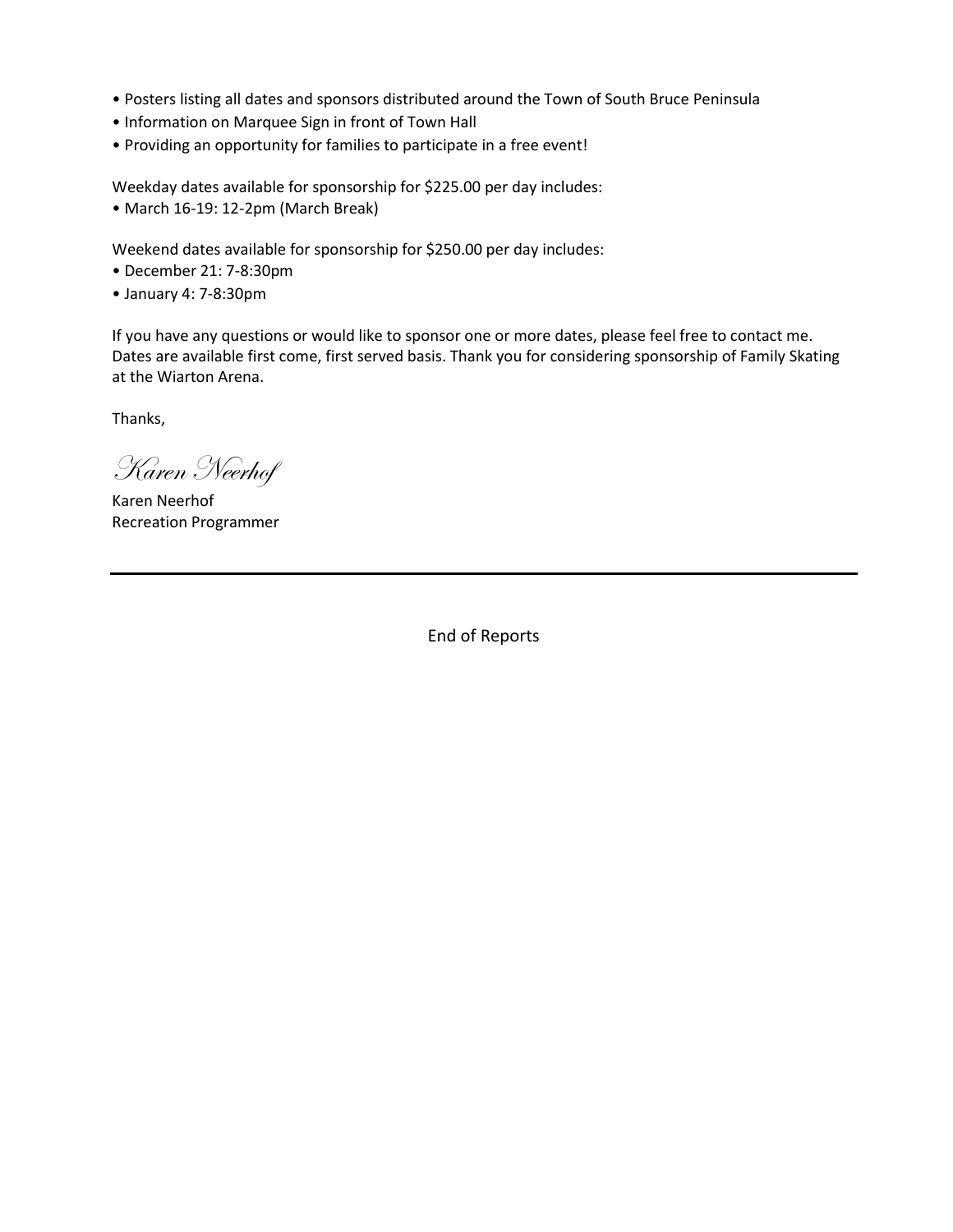- Posters listing all dates and sponsors distributed around the Town of South Bruce Peninsula
- Information on Marquee Sign in front of Town Hall
- Providing an opportunity for families to participate in a free event!

Weekday dates available for sponsorship for $225.00 per day includes:

- March 16-19: 12-2pm (March Break)

Weekend dates available for sponsorship for $250.00 per day includes:

- December 21: 7-8:30pm
- January 4: 7-8:30pm

If you have any questions or would like to sponsor one or more dates, please feel free to contact me. Dates are available first come, first served basis. Thank you for considering sponsorship of Family Skating at the Wiarton Arena.

Thanks,

*Karen Neerhof*

Karen Neerhof
Recreation Programmer

---

End of Reports